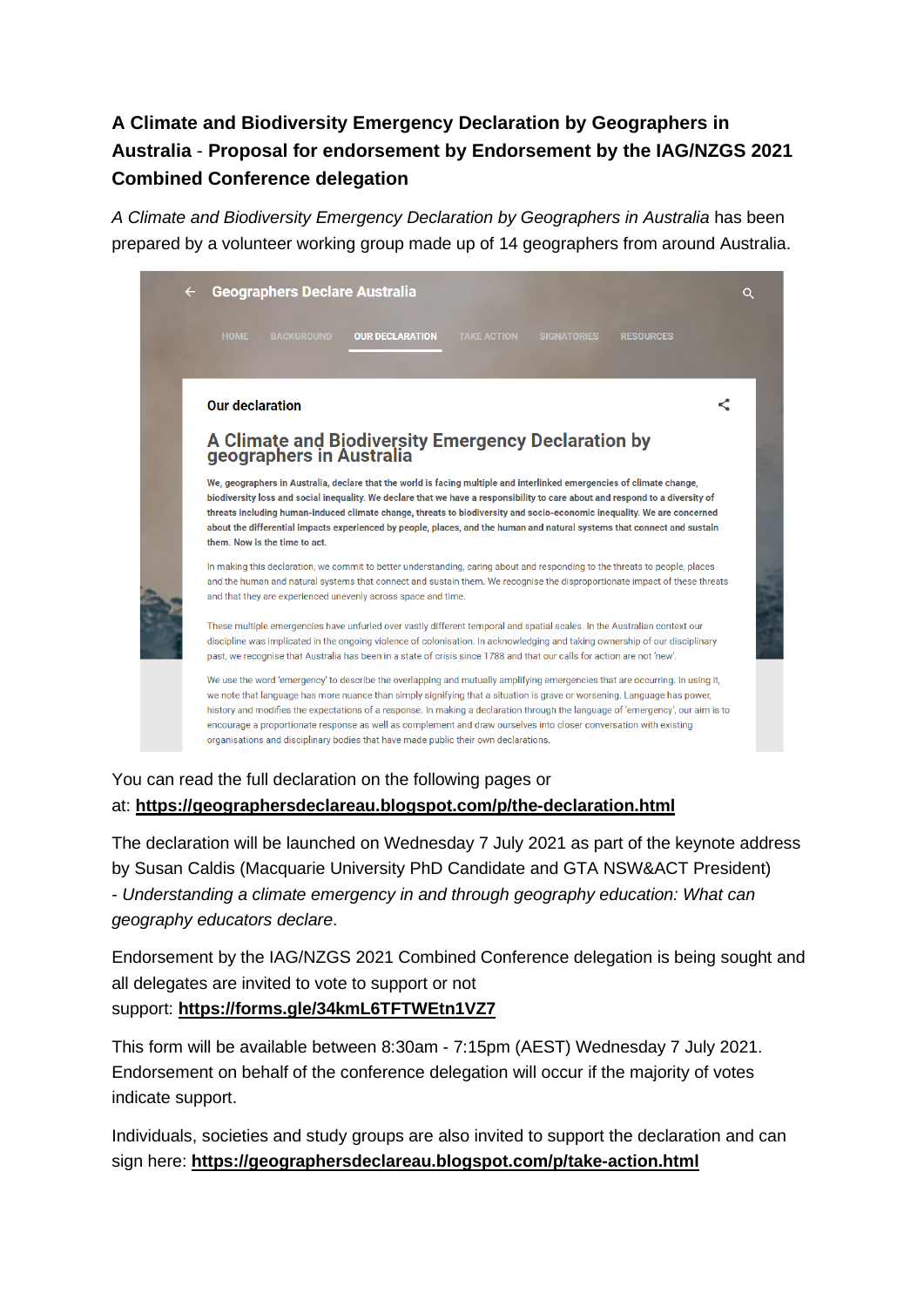**A Climate and Biodiversity Emergency Declaration by Geographers in Australia** - **Proposal for endorsement by Endorsement by the IAG/NZGS 2021 Combined Conference delegation**

*A Climate and Biodiversity Emergency Declaration by Geographers in Australia* has been prepared by a volunteer working group made up of 14 geographers from around Australia.

Geographers Declare Australia

HOME BACKGROUND OUR DECLARATION TAKE ACTION SIGNATORIES RESOURCES

Our declaration

A Climate and Biodiversity Emergency Declaration by geographers in Australia

**We, geographers in Australia, declare that the world is facing multiple and interlinked emergencies of climate change, biodiversity loss and social inequality. We declare that we have a responsibility to care about and respond to a diversity of threats including human-induced climate change, threats to biodiversity and socio-economic inequality. We are concerned about the differential impacts experienced by people, places, and the human and natural systems that connect and sustain them. Now is the time to act.**

In making this declaration, we commit to better understanding, caring about and responding to the threats to people, places and the human and natural systems that connect and sustain them. We recognise the disproportionate impact of these threats and that they are experienced unevenly across space and time.

These multiple emergencies have unfurled over vastly different temporal and spatial scales. In the Australian context our discipline was implicated in the ongoing violence of colonisation. In acknowledging and taking ownership of our disciplinary past, we recognise that Australia has been in a state of crisis since 1788 and that our calls for action are not 'new'.

We use the word 'emergency' to describe the overlapping and mutually amplifying emergencies that are occurring. In using it, we note that language has more nuance than simply signifying that a situation is grave or worsening. Language has power, history and modifies the expectations of a response. In making a declaration through the language of 'emergency', our aim is to encourage a proportionate response as well as complement and draw ourselves into closer conversation with existing organisations and disciplinary bodies that have made public their own declarations.

You can read the full declaration on the following pages or at: **https://geographersdeclareau.blogspot.com/p/the-declaration.html**

The declaration will be launched on Wednesday 7 July 2021 as part of the keynote address by Susan Caldis (Macquarie University PhD Candidate and GTA NSW&ACT President) - *Understanding a climate emergency in and through geography education: What can geography educators declare*.

Endorsement by the IAG/NZGS 2021 Combined Conference delegation is being sought and all delegates are invited to vote to support or not support: **https://forms.gle/34kmL6TFTWEtn1VZ7**

This form will be available between 8:30am - 7:15pm (AEST) Wednesday 7 July 2021. Endorsement on behalf of the conference delegation will occur if the majority of votes indicate support.

Individuals, societies and study groups are also invited to support the declaration and can sign here: **https://geographersdeclareau.blogspot.com/p/take-action.html**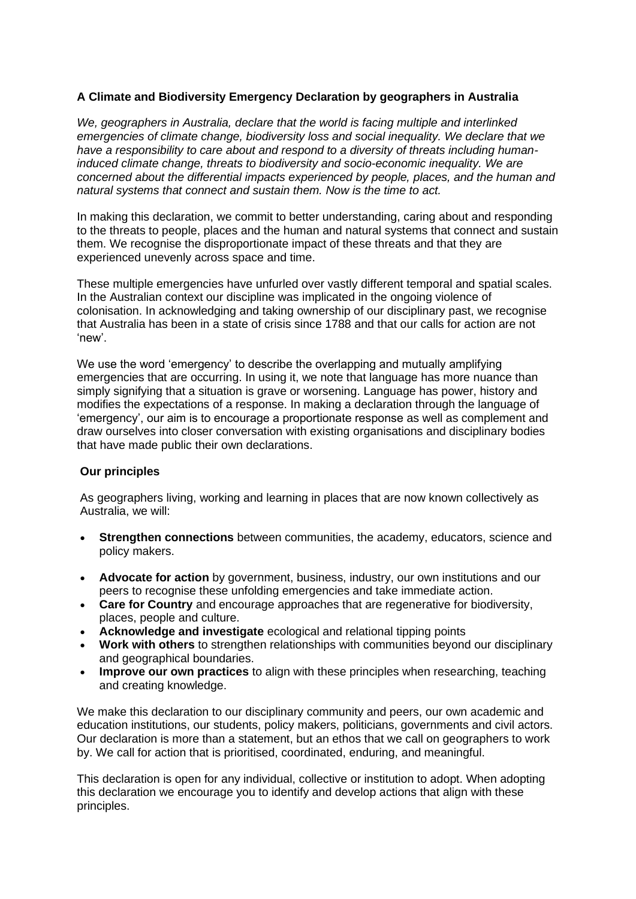**A Climate and Biodiversity Emergency Declaration by geographers in Australia**

*We, geographers in Australia, declare that the world is facing multiple and interlinked emergencies of climate change, biodiversity loss and social inequality. We declare that we have a responsibility to care about and respond to a diversity of threats including human-induced climate change, threats to biodiversity and socio-economic inequality. We are concerned about the differential impacts experienced by people, places, and the human and natural systems that connect and sustain them. Now is the time to act.*

In making this declaration, we commit to better understanding, caring about and responding to the threats to people, places and the human and natural systems that connect and sustain them. We recognise the disproportionate impact of these threats and that they are experienced unevenly across space and time.

These multiple emergencies have unfurled over vastly different temporal and spatial scales. In the Australian context our discipline was implicated in the ongoing violence of colonisation. In acknowledging and taking ownership of our disciplinary past, we recognise that Australia has been in a state of crisis since 1788 and that our calls for action are not 'new'.

We use the word 'emergency' to describe the overlapping and mutually amplifying emergencies that are occurring. In using it, we note that language has more nuance than simply signifying that a situation is grave or worsening. Language has power, history and modifies the expectations of a response. In making a declaration through the language of 'emergency', our aim is to encourage a proportionate response as well as complement and draw ourselves into closer conversation with existing organisations and disciplinary bodies that have made public their own declarations.

**Our principles**

As geographers living, working and learning in places that are now known collectively as Australia, we will:

- **Strengthen connections** between communities, the academy, educators, science and policy makers.
- **Advocate for action** by government, business, industry, our own institutions and our peers to recognise these unfolding emergencies and take immediate action.
- **Care for Country** and encourage approaches that are regenerative for biodiversity, places, people and culture.
- **Acknowledge and investigate** ecological and relational tipping points
- **Work with others** to strengthen relationships with communities beyond our disciplinary and geographical boundaries.
- **Improve our own practices** to align with these principles when researching, teaching and creating knowledge.

We make this declaration to our disciplinary community and peers, our own academic and education institutions, our students, policy makers, politicians, governments and civil actors. Our declaration is more than a statement, but an ethos that we call on geographers to work by. We call for action that is prioritised, coordinated, enduring, and meaningful.

This declaration is open for any individual, collective or institution to adopt. When adopting this declaration we encourage you to identify and develop actions that align with these principles.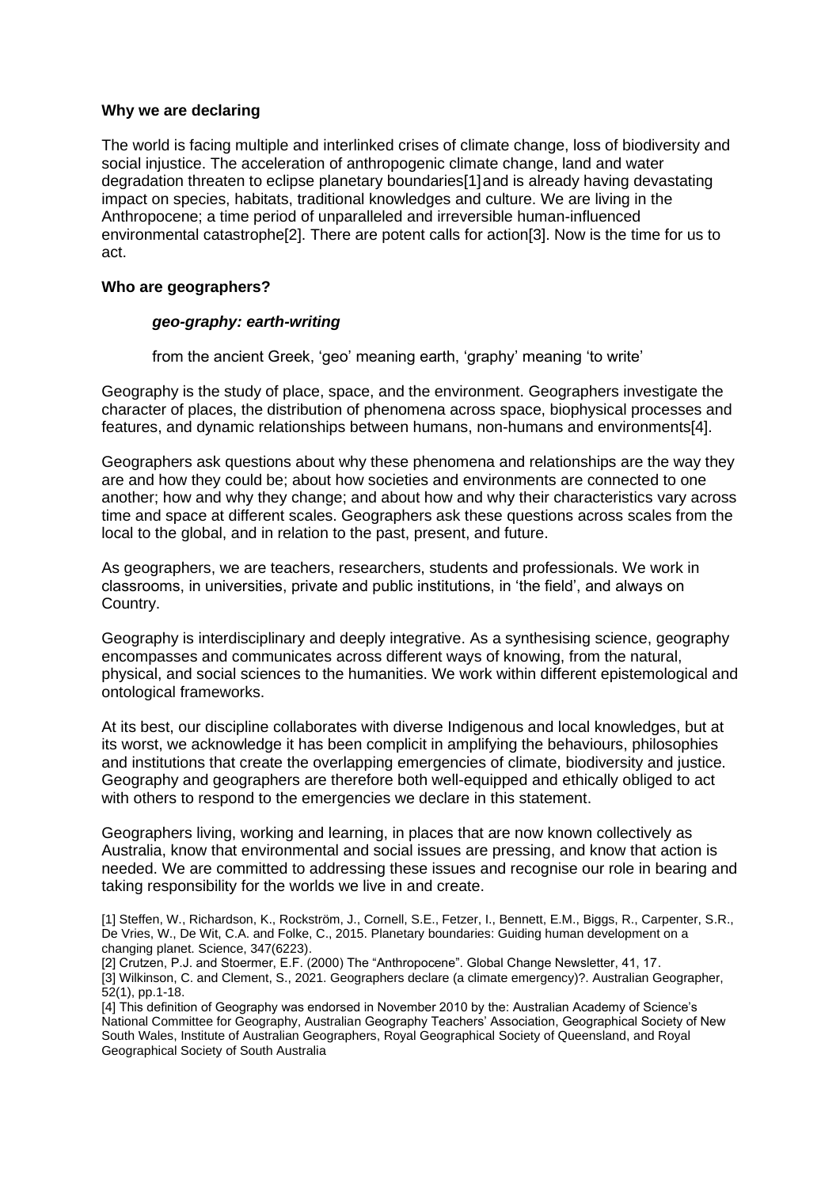**Why we are declaring**

The world is facing multiple and interlinked crises of climate change, loss of biodiversity and social injustice. The acceleration of anthropogenic climate change, land and water degradation threaten to eclipse planetary boundaries[1] and is already having devastating impact on species, habitats, traditional knowledges and culture. We are living in the Anthropocene; a time period of unparalleled and irreversible human-influenced environmental catastrophe[2]. There are potent calls for action[3]. Now is the time for us to act.

**Who are geographers?**

> ***geo-graphy: earth-writing***
>
> from the ancient Greek, 'geo' meaning earth, 'graphy' meaning 'to write'

Geography is the study of place, space, and the environment. Geographers investigate the character of places, the distribution of phenomena across space, biophysical processes and features, and dynamic relationships between humans, non-humans and environments[4].

Geographers ask questions about why these phenomena and relationships are the way they are and how they could be; about how societies and environments are connected to one another; how and why they change; and about how and why their characteristics vary across time and space at different scales. Geographers ask these questions across scales from the local to the global, and in relation to the past, present, and future.

As geographers, we are teachers, researchers, students and professionals. We work in classrooms, in universities, private and public institutions, in 'the field', and always on Country.

Geography is interdisciplinary and deeply integrative. As a synthesising science, geography encompasses and communicates across different ways of knowing, from the natural, physical, and social sciences to the humanities. We work within different epistemological and ontological frameworks.

At its best, our discipline collaborates with diverse Indigenous and local knowledges, but at its worst, we acknowledge it has been complicit in amplifying the behaviours, philosophies and institutions that create the overlapping emergencies of climate, biodiversity and justice. Geography and geographers are therefore both well-equipped and ethically obliged to act with others to respond to the emergencies we declare in this statement.

Geographers living, working and learning, in places that are now known collectively as Australia, know that environmental and social issues are pressing, and know that action is needed. We are committed to addressing these issues and recognise our role in bearing and taking responsibility for the worlds we live in and create.

[1] Steffen, W., Richardson, K., Rockström, J., Cornell, S.E., Fetzer, I., Bennett, E.M., Biggs, R., Carpenter, S.R., De Vries, W., De Wit, C.A. and Folke, C., 2015. Planetary boundaries: Guiding human development on a changing planet. Science, 347(6223).

[2] Crutzen, P.J. and Stoermer, E.F. (2000) The "Anthropocene". Global Change Newsletter, 41, 17.

[3] Wilkinson, C. and Clement, S., 2021. Geographers declare (a climate emergency)?. Australian Geographer, 52(1), pp.1-18.

[4] This definition of Geography was endorsed in November 2010 by the: Australian Academy of Science's National Committee for Geography, Australian Geography Teachers' Association, Geographical Society of New South Wales, Institute of Australian Geographers, Royal Geographical Society of Queensland, and Royal Geographical Society of South Australia